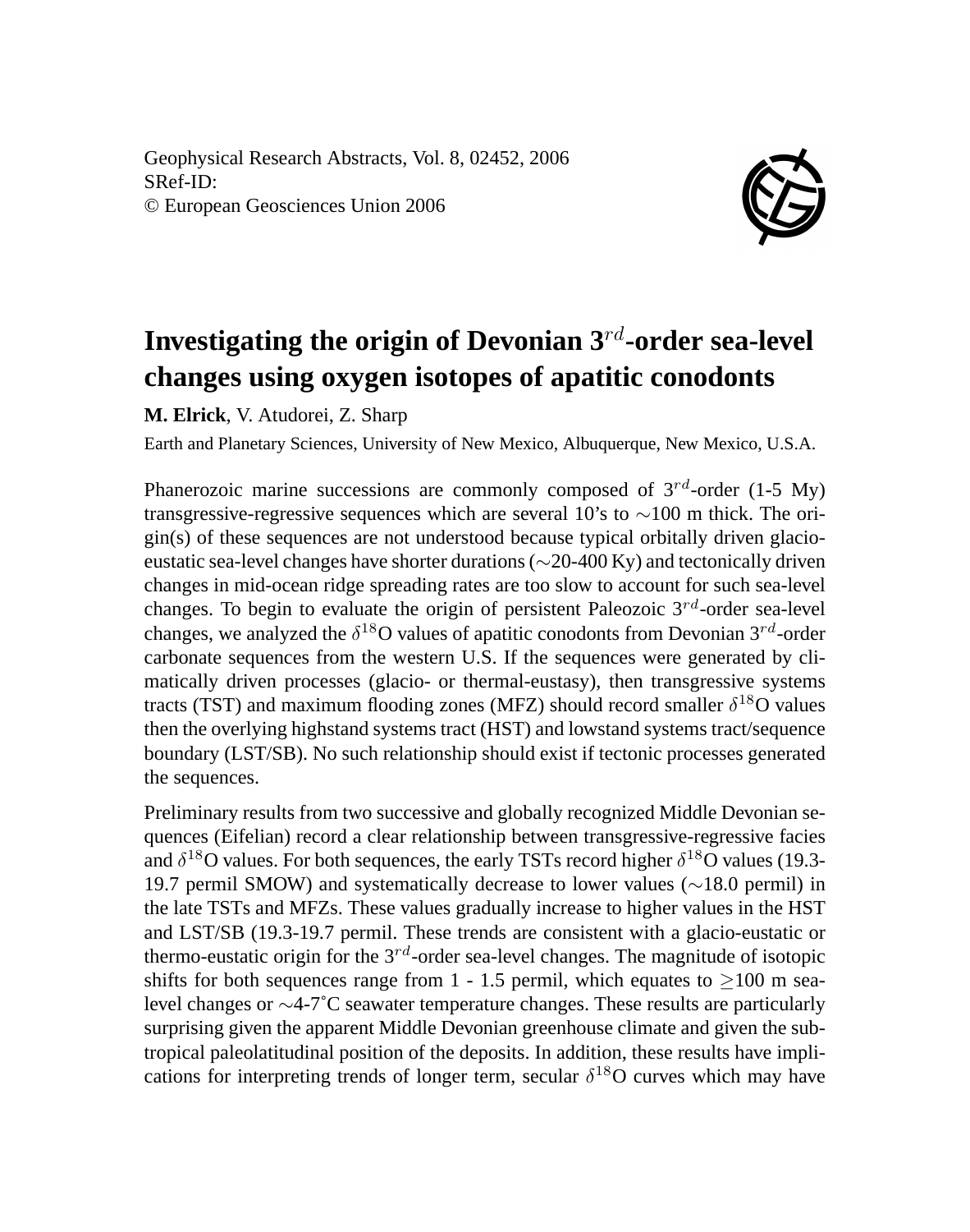Geophysical Research Abstracts, Vol. 8, 02452, 2006
SRef-ID:
© European Geosciences Union 2006

# Investigating the origin of Devonian $3^{rd}$-order sea-level changes using oxygen isotopes of apatitic conodonts

**M. Elrick**, V. Atudorei, Z. Sharp

Earth and Planetary Sciences, University of New Mexico, Albuquerque, New Mexico, U.S.A.

Phanerozoic marine successions are commonly composed of $3^{rd}$-order (1-5 My) transgressive-regressive sequences which are several 10's to $\sim$100 m thick. The origin(s) of these sequences are not understood because typical orbitally driven glacio-eustatic sea-level changes have shorter durations ($\sim$20-400 Ky) and tectonically driven changes in mid-ocean ridge spreading rates are too slow to account for such sea-level changes. To begin to evaluate the origin of persistent Paleozoic $3^{rd}$-order sea-level changes, we analyzed the $\delta^{18}$O values of apatitic conodonts from Devonian $3^{rd}$-order carbonate sequences from the western U.S. If the sequences were generated by climatically driven processes (glacio- or thermal-eustasy), then transgressive systems tracts (TST) and maximum flooding zones (MFZ) should record smaller $\delta^{18}$O values then the overlying highstand systems tract (HST) and lowstand systems tract/sequence boundary (LST/SB). No such relationship should exist if tectonic processes generated the sequences.

Preliminary results from two successive and globally recognized Middle Devonian sequences (Eifelian) record a clear relationship between transgressive-regressive facies and $\delta^{18}$O values. For both sequences, the early TSTs record higher $\delta^{18}$O values (19.3-19.7 permil SMOW) and systematically decrease to lower values ($\sim$18.0 permil) in the late TSTs and MFZs. These values gradually increase to higher values in the HST and LST/SB (19.3-19.7 permil. These trends are consistent with a glacio-eustatic or thermo-eustatic origin for the $3^{rd}$-order sea-level changes. The magnitude of isotopic shifts for both sequences range from 1 - 1.5 permil, which equates to $\geq$100 m sea-level changes or $\sim$4-7$^{\circ}$C seawater temperature changes. These results are particularly surprising given the apparent Middle Devonian greenhouse climate and given the subtropical paleolatitudinal position of the deposits. In addition, these results have implications for interpreting trends of longer term, secular $\delta^{18}$O curves which may have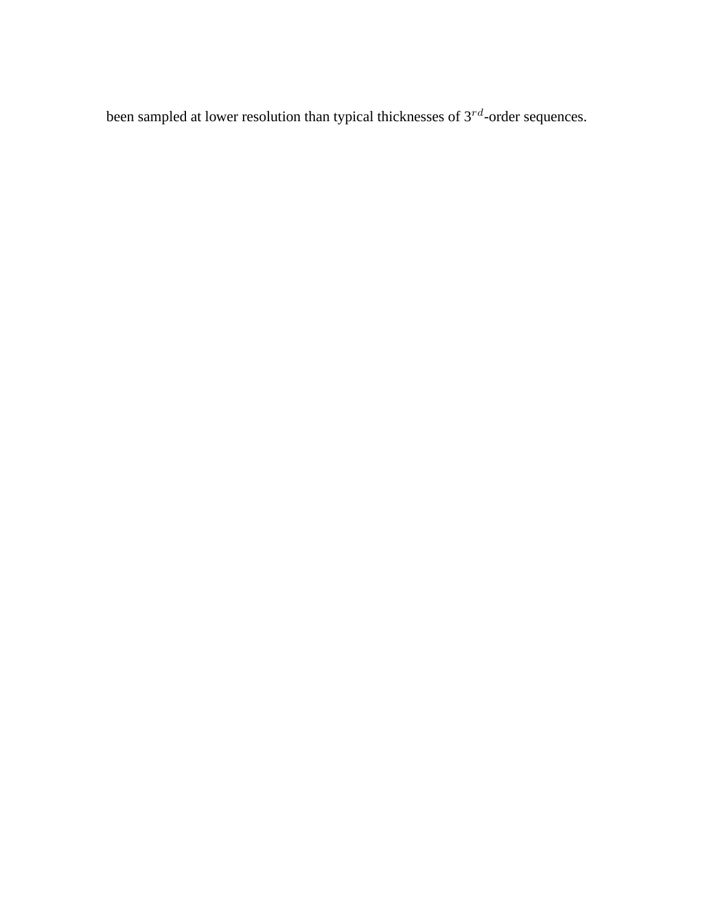been sampled at lower resolution than typical thicknesses of $3^{rd}$-order sequences.